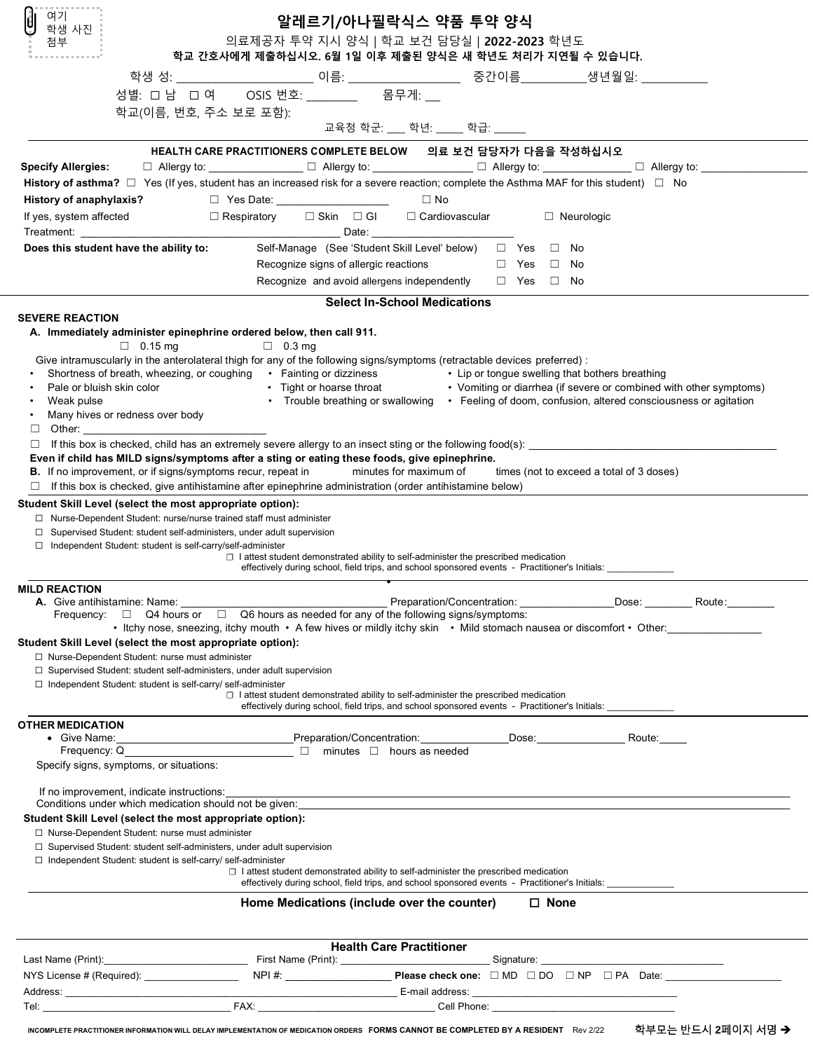여기 학생 사진 첨부

# 알레르기/아나필락시스 약품 투약 양식

의료제공자 투약 지시 양식 | 학교 보건 담당실 | **2022-2023** 학년도

**학교 간호사에게 제출하십시오. 6월 1일 이후 제출된 양식은 새 학년도 처리가 지연될 수 있습니다.**

학생 성: ______________________ 이름: __________________ 중간이름__________생년월일: ___________

성별: ☐ 남 ☐ 여 OSIS 번호: ________ 몸무게: __

학교(이름, 번호, 주소 보로 포함):

교육청 학군: ___ 학년: _____ 학급: ______

**HEALTH CARE PRACTITIONERS COMPLETE BELOW 의료 보건 담당자가 다음을 작성하십시오**

**Specify Allergies:** ☐ Allergy to: ________________ ☐ Allergy to: _________________ ☐ Allergy to: _______________ ☐ Allergy to: __________________

**History of asthma?** ☐ Yes (If yes, student has an increased risk for a severe reaction; complete the Asthma MAF for this student) ☐ No

**History of anaphylaxis?** ☐ Yes Date: ___________________ ☐ No

If yes, system affected ☐ Respiratory ☐ Skin ☐ GI ☐ Cardiovascular ☐ Neurologic

Treatment: ______________________________________________ Date: _______________________

**Does this student have the ability to:**

- Self-Manage (See 'Student Skill Level' below) ☐ Yes ☐ No
- Recognize signs of allergic reactions ☐ Yes ☐ No
- Recognize and avoid allergens independently ☐ Yes ☐ No

## Select In-School Medications

### SEVERE REACTION

**A. Immediately administer epinephrine ordered below, then call 911.**

☐ 0.15 mg ☐ 0.3 mg

Give intramuscularly in the anterolateral thigh for any of the following signs/symptoms (retractable devices preferred) :

- Shortness of breath, wheezing, or coughing
- Fainting or dizziness
- Lip or tongue swelling that bothers breathing
- Pale or bluish skin color
- Tight or hoarse throat
- Vomiting or diarrhea (if severe or combined with other symptoms)
- Weak pulse
- Trouble breathing or swallowing
- Feeling of doom, confusion, altered consciousness or agitation
- Many hives or redness over body

☐ Other: ______________________________

☐ If this box is checked, child has an extremely severe allergy to an insect sting or the following food(s): ____________________________________________

**Even if child has MILD signs/symptoms after a sting or eating these foods, give epinephrine.**

**B.** If no improvement, or if signs/symptoms recur, repeat in ____ minutes for maximum of ____ times (not to exceed a total of 3 doses)

☐ If this box is checked, give antihistamine after epinephrine administration (order antihistamine below)

**Student Skill Level (select the most appropriate option):**

☐ Nurse-Dependent Student: nurse/nurse trained staff must administer
☐ Supervised Student: student self-administers, under adult supervision
☐ Independent Student: student is self-carry/self-administer

☐ I attest student demonstrated ability to self-administer the prescribed medication effectively during school, field trips, and school sponsored events - Practitioner's Initials: ____________

### MILD REACTION

**A.** Give antihistamine: Name: ________________________________ Preparation/Concentration: _______________Dose: ________ Route:________

Frequency: ☐ Q4 hours or ☐ Q6 hours as needed for any of the following signs/symptoms:

• Itchy nose, sneezing, itchy mouth • A few hives or mildly itchy skin • Mild stomach nausea or discomfort • Other:________________

**Student Skill Level (select the most appropriate option):**

☐ Nurse-Dependent Student: nurse must administer
☐ Supervised Student: student self-administers, under adult supervision
☐ Independent Student: student is self-carry/ self-administer

☐ I attest student demonstrated ability to self-administer the prescribed medication effectively during school, field trips, and school sponsored events - Practitioner's Initials: ____________

### OTHER MEDICATION

- Give Name:_____________________________Preparation/Concentration:______________Dose:_______________ Route:_____

Frequency: Q_____________________________ ☐ minutes ☐ hours as needed

Specify signs, symptoms, or situations:

If no improvement, indicate instructions:____________________________________________________________

Conditions under which medication should not be given:______________________________________________

**Student Skill Level (select the most appropriate option):**

☐ Nurse-Dependent Student: nurse must administer
☐ Supervised Student: student self-administers, under adult supervision
☐ Independent Student: student is self-carry/ self-administer

☐ I attest student demonstrated ability to self-administer the prescribed medication effectively during school, field trips, and school sponsored events - Practitioner's Initials: ____________

**Home Medications (include over the counter)** ☐ **None**

## Health Care Practitioner

Last Name (Print):_________________________ First Name (Print): ________________________ Signature: ______________________________

NYS License # (Required): ________________ NPI #: __________________ **Please check one:** ☐ MD ☐ DO ☐ NP ☐ PA Date: ____________________

Address: ___________________________________________________________ E-mail address: __________________________________

Tel: _________________________________ FAX: _______________________________ Cell Phone: _________________________________

INCOMPLETE PRACTITIONER INFORMATION WILL DELAY IMPLEMENTATION OF MEDICATION ORDERS FORMS CANNOT BE COMPLETED BY A RESIDENT Rev 2/22 학부모는 반드시 2페이지 서명 ➔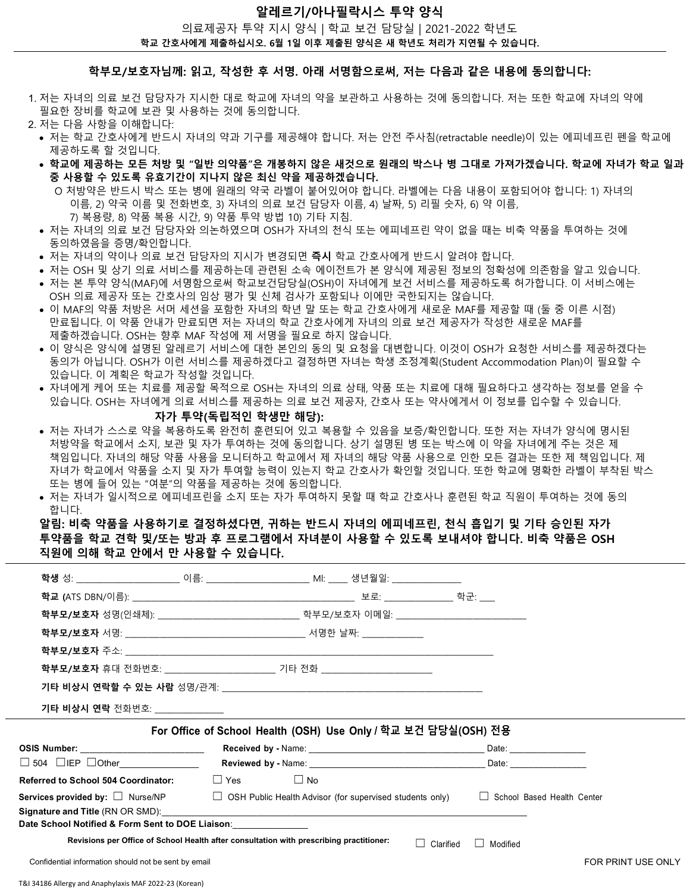# 알레르기/아나필락시스 투약 양식

의료제공자 투약 지시 양식 | 학교 보건 담당실 | 2021-2022 학년도

**학교 간호사에게 제출하십시오. 6월 1일 이후 제출된 양식은 새 학년도 처리가 지연될 수 있습니다.**

---

## 학부모/보호자님께: 읽고, 작성한 후 서명. 아래 서명함으로써, 저는 다음과 같은 내용에 동의합니다:

1. 저는 자녀의 의료 보건 담당자가 지시한 대로 학교에 자녀의 약을 보관하고 사용하는 것에 동의합니다. 저는 또한 학교에 자녀의 약에 필요한 장비를 학교에 보관 및 사용하는 것에 동의합니다.
2. 저는 다음 사항을 이해합니다:
   - 저는 학교 간호사에게 반드시 자녀의 약과 기구를 제공해야 합니다. 저는 안전 주사침(retractable needle)이 있는 에피네프린 펜을 학교에 제공하도록 할 것입니다.
   - **학교에 제공하는 모든 처방 및 "일반 의약품"은 개봉하지 않은 새것으로 원래의 박스나 병 그대로 가져가겠습니다. 학교에 자녀가 학교 일과 중 사용할 수 있도록 유효기간이 지나지 않은 최신 약을 제공하겠습니다.**
     - O 처방약은 반드시 박스 또는 병에 원래의 약국 라벨이 붙어있어야 합니다. 라벨에는 다음 내용이 포함되어야 합니다: 1) 자녀의 이름, 2) 약국 이름 및 전화번호, 3) 자녀의 의료 보건 담당자 이름, 4) 날짜, 5) 리필 숫자, 6) 약 이름, 7) 복용량, 8) 약품 복용 시간, 9) 약품 투약 방법 10) 기타 지침.
   - 저는 자녀의 의료 보건 담당자와 의논하였으며 OSH가 자녀의 천식 또는 에피네프린 약이 없을 때는 비축 약품을 투여하는 것에 동의하였음을 증명/확인합니다.
   - 저는 자녀의 약이나 의료 보건 담당자의 지시가 변경되면 **즉시** 학교 간호사에게 반드시 알려야 합니다.
   - 저는 OSH 및 상기 의료 서비스를 제공하는데 관련된 소속 에이전트가 본 양식에 제공된 정보의 정확성에 의존함을 알고 있습니다.
   - 저는 본 투약 양식(MAF)에 서명함으로써 학교보건담당실(OSH)이 자녀에게 보건 서비스를 제공하도록 허가합니다. 이 서비스에는 OSH 의료 제공자 또는 간호사의 임상 평가 및 신체 검사가 포함되나 이에만 국한되지는 않습니다.
   - 이 MAF의 약품 처방은 서머 세션을 포함한 자녀의 학년 말 또는 학교 간호사에게 새로운 MAF를 제공할 때 (둘 중 이른 시점) 만료됩니다. 이 약품 안내가 만료되면 저는 자녀의 학교 간호사에게 자녀의 의료 보건 제공자가 작성한 새로운 MAF를 제출하겠습니다. OSH는 향후 MAF 작성에 제 서명을 필요로 하지 않습니다.
   - 이 양식은 양식에 설명된 알레르기 서비스에 대한 본인의 동의 및 요청을 대변합니다. 이것이 OSH가 요청한 서비스를 제공하겠다는 동의가 아닙니다. OSH가 이런 서비스를 제공하겠다고 결정하면 자녀는 학생 조정계획(Student Accommodation Plan)이 필요할 수 있습니다. 이 계획은 학교가 작성할 것입니다.
   - 자녀에게 케어 또는 치료를 제공할 목적으로 OSH는 자녀의 의료 상태, 약품 또는 치료에 대해 필요하다고 생각하는 정보를 얻을 수 있습니다. OSH는 자녀에게 의료 서비스를 제공하는 의료 보건 제공자, 간호사 또는 약사에게서 이 정보를 입수할 수 있습니다.

### 자가 투약(독립적인 학생만 해당):

- 저는 자녀가 스스로 약을 복용하도록 완전히 훈련되어 있고 복용할 수 있음을 보증/확인합니다. 또한 저는 자녀가 양식에 명시된 처방약을 학교에서 소지, 보관 및 자가 투여하는 것에 동의합니다. 상기 설명된 병 또는 박스에 이 약을 자녀에게 주는 것은 제 책임입니다. 자녀의 해당 약품 사용을 모니터하고 학교에서 제 자녀의 해당 약품 사용으로 인한 모든 결과는 또한 제 책임입니다. 제 자녀가 학교에서 약품을 소지 및 자가 투여할 능력이 있는지 학교 간호사가 확인할 것입니다. 또한 학교에 명확한 라벨이 부착된 박스 또는 병에 들어 있는 "여분"의 약품을 제공하는 것에 동의합니다.
- 저는 자녀가 일시적으로 에피네프린을 소지 또는 자가 투여하지 못할 때 학교 간호사나 훈련된 학교 직원이 투여하는 것에 동의합니다.

**알림: 비축 약품을 사용하기로 결정하셨다면, 귀하는 반드시 자녀의 에피네프린, 천식 흡입기 및 기타 승인된 자가 투약품을 학교 견학 및/또는 방과 후 프로그램에서 자녀분이 사용할 수 있도록 보내셔야 합니다. 비축 약품은 OSH 직원에 의해 학교 안에서 만 사용할 수 있습니다.**

---

**학생** 성: ______________________ 이름: ______________________ MI: ____ 생년월일: _______________

**학교** (ATS DBN/이름): ______________________________________________ 보로: ______________ 학군: ___

**학부모/보호자** 성명(인쇄체): ______________________________ 학부모/보호자 이메일: ____________________________

**학부모/보호자** 서명: ____________________________________ 서명한 날짜: _____________

**학부모/보호자** 주소: ______________________________________________________________________________

**학부모/보호자** 휴대 전화번호: _______________________ 기타 전화 _______________________

**기타 비상시 연락할 수 있는 사람** 성명/관계: _______________________________________________________

**기타 비상시 연락** 전화번호: ______________

---

## For Office of School Health (OSH) Use Only / 학교 보건 담당실(OSH) 전용

**OSIS Number:** _________________________ **Received by -** Name: ____________________________________ Date: _______________

☐ 504 ☐IEP ☐Other_______________ **Reviewed by -** Name: ____________________________________ Date: _______________

**Referred to School 504 Coordinator:** ☐ Yes ☐ No

**Services provided by:** ☐ Nurse/NP ☐ OSH Public Health Advisor (for supervised students only) ☐ School Based Health Center

**Signature and Title** (RN OR SMD):_______________________________________________________________________

**Date School Notified & Form Sent to DOE Liaison**:_______________

**Revisions per Office of School Health after consultation with prescribing practitioner:** ☐ Clarified ☐ Modified

Confidential information should not be sent by email

FOR PRINT USE ONLY

T&I 34186 Allergy and Anaphylaxis MAF 2022-23 (Korean)